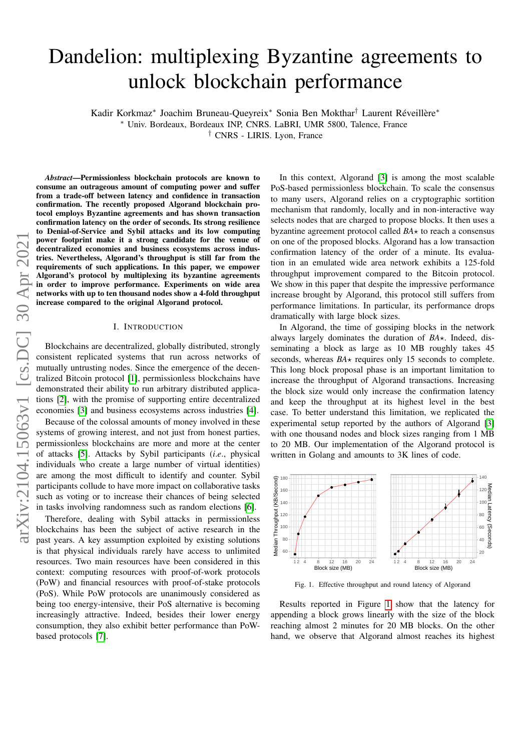# Dandelion: multiplexing Byzantine agreements to unlock blockchain performance

Kadir Korkmaz* Joachim Bruneau-Queyreix* Sonia Ben Mokhtar† Laurent Réveillère*

* Univ. Bordeaux, Bordeaux INP, CNRS. LaBRI, UMR 5800, Talence, France

† CNRS - LIRIS. Lyon, France

***Abstract*—Permissionless blockchain protocols are known to consume an outrageous amount of computing power and suffer from a trade-off between latency and confidence in transaction confirmation. The recently proposed Algorand blockchain protocol employs Byzantine agreements and has shown transaction confirmation latency on the order of seconds. Its strong resilience to Denial-of-Service and Sybil attacks and its low computing power footprint make it a strong candidate for the venue of decentralized economies and business ecosystems across industries. Nevertheless, Algorand's throughput is still far from the requirements of such applications. In this paper, we empower Algorand's protocol by multiplexing its byzantine agreements in order to improve performance. Experiments on wide area networks with up to ten thousand nodes show a 4-fold throughput increase compared to the original Algorand protocol.**

## I. Introduction

Blockchains are decentralized, globally distributed, strongly consistent replicated systems that run across networks of mutually untrusting nodes. Since the emergence of the decentralized Bitcoin protocol [1], permissionless blockchains have demonstrated their ability to run arbitrary distributed applications [2], with the promise of supporting entire decentralized economies [3] and business ecosystems across industries [4].

Because of the colossal amounts of money involved in these systems of growing interest, and not just from honest parties, permissionless blockchains are more and more at the center of attacks [5]. Attacks by Sybil participants (*i.e.*, physical individuals who create a large number of virtual identities) are among the most difficult to identify and counter. Sybil participants collude to have more impact on collaborative tasks such as voting or to increase their chances of being selected in tasks involving randomness such as random elections [6].

Therefore, dealing with Sybil attacks in permissionless blockchains has been the subject of active research in the past years. A key assumption exploited by existing solutions is that physical individuals rarely have access to unlimited resources. Two main resources have been considered in this context: computing resources with proof-of-work protocols (PoW) and financial resources with proof-of-stake protocols (PoS). While PoW protocols are unanimously considered as being too energy-intensive, their PoS alternative is becoming increasingly attractive. Indeed, besides their lower energy consumption, they also exhibit better performance than PoW-based protocols [7].

In this context, Algorand [3] is among the most scalable PoS-based permissionless blockchain. To scale the consensus to many users, Algorand relies on a cryptographic sortition mechanism that randomly, locally and in non-interactive way selects nodes that are charged to propose blocks. It then uses a byzantine agreement protocol called *BA*$\star$ to reach a consensus on one of the proposed blocks. Algorand has a low transaction confirmation latency of the order of a minute. Its evaluation in an emulated wide area network exhibits a 125-fold throughput improvement compared to the Bitcoin protocol. We show in this paper that despite the impressive performance increase brought by Algorand, this protocol still suffers from performance limitations. In particular, its performance drops dramatically with large block sizes.

In Algorand, the time of gossiping blocks in the network always largely dominates the duration of *BA*$\star$. Indeed, disseminating a block as large as 10 MB roughly takes 45 seconds, whereas *BA*$\star$ requires only 15 seconds to complete. This long block proposal phase is an important limitation to increase the throughput of Algorand transactions. Increasing the block size would only increase the confirmation latency and keep the throughput at its highest level in the best case. To better understand this limitation, we replicated the experimental setup reported by the authors of Algorand [3] with one thousand nodes and block sizes ranging from 1 MB to 20 MB. Our implementation of the Algorand protocol is written in Golang and amounts to 3K lines of code.

Median Throughput (KB/Second)
180
160
140
120
100
80
60
1 2 4 8 12 16 20 24
Block size (MB)

Median Latency (Seconds)
140
120
100
80
60
40
20
1 2 4 8 12 16 20 24
Block size (MB)

Fig. 1. Effective throughput and round latency of Algorand

Results reported in Figure 1 show that the latency for appending a block grows linearly with the size of the block reaching almost 2 minutes for 20 MB blocks. On the other hand, we observe that Algorand almost reaches its highest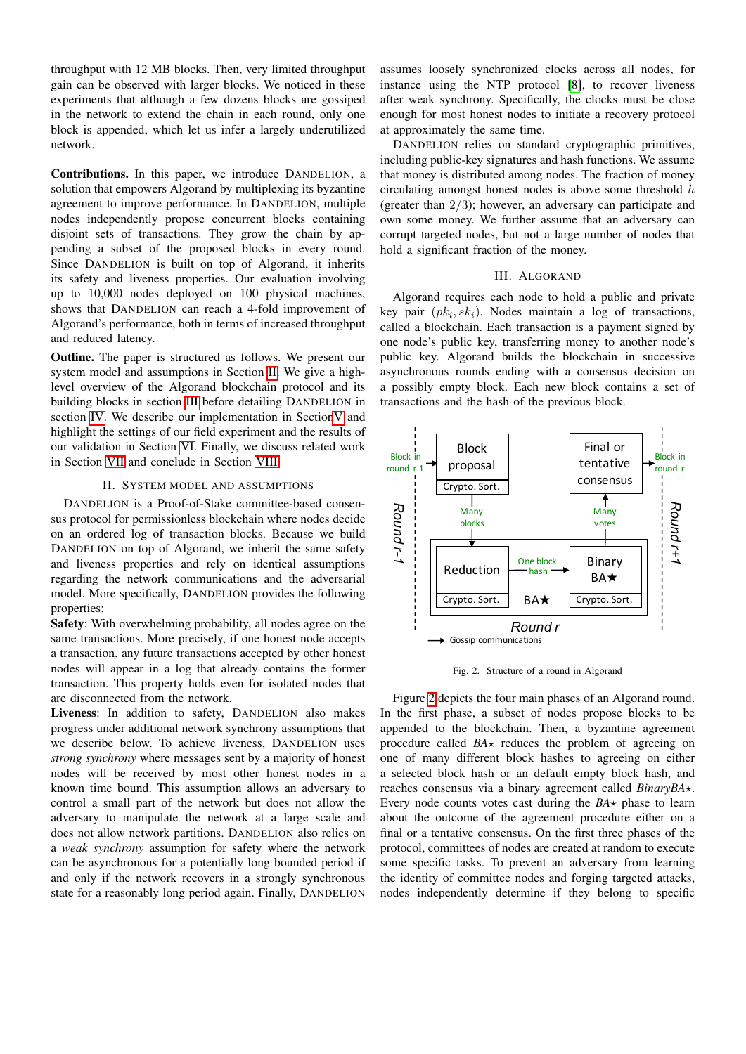throughput with 12 MB blocks. Then, very limited throughput gain can be observed with larger blocks. We noticed in these experiments that although a few dozens blocks are gossiped in the network to extend the chain in each round, only one block is appended, which let us infer a largely underutilized network.

**Contributions.** In this paper, we introduce DANDELION, a solution that empowers Algorand by multiplexing its byzantine agreement to improve performance. In DANDELION, multiple nodes independently propose concurrent blocks containing disjoint sets of transactions. They grow the chain by appending a subset of the proposed blocks in every round. Since DANDELION is built on top of Algorand, it inherits its safety and liveness properties. Our evaluation involving up to 10,000 nodes deployed on 100 physical machines, shows that DANDELION can reach a 4-fold improvement of Algorand's performance, both in terms of increased throughput and reduced latency.

**Outline.** The paper is structured as follows. We present our system model and assumptions in Section II. We give a high-level overview of the Algorand blockchain protocol and its building blocks in section III before detailing DANDELION in section IV. We describe our implementation in Section V and highlight the settings of our field experiment and the results of our validation in Section VI. Finally, we discuss related work in Section VII and conclude in Section VIII.

## II. System Model and Assumptions

DANDELION is a Proof-of-Stake committee-based consensus protocol for permissionless blockchain where nodes decide on an ordered log of transaction blocks. Because we build DANDELION on top of Algorand, we inherit the same safety and liveness properties and rely on identical assumptions regarding the network communications and the adversarial model. More specifically, DANDELION provides the following properties:

**Safety**: With overwhelming probability, all nodes agree on the same transactions. More precisely, if one honest node accepts a transaction, any future transactions accepted by other honest nodes will appear in a log that already contains the former transaction. This property holds even for isolated nodes that are disconnected from the network.

**Liveness**: In addition to safety, DANDELION also makes progress under additional network synchrony assumptions that we describe below. To achieve liveness, DANDELION uses *strong synchrony* where messages sent by a majority of honest nodes will be received by most other honest nodes in a known time bound. This assumption allows an adversary to control a small part of the network but does not allow the adversary to manipulate the network at a large scale and does not allow network partitions. DANDELION also relies on a *weak synchrony* assumption for safety where the network can be asynchronous for a potentially long bounded period if and only if the network recovers in a strongly synchronous state for a reasonably long period again. Finally, DANDELION assumes loosely synchronized clocks across all nodes, for instance using the NTP protocol [8], to recover liveness after weak synchrony. Specifically, the clocks must be close enough for most honest nodes to initiate a recovery protocol at approximately the same time.

DANDELION relies on standard cryptographic primitives, including public-key signatures and hash functions. We assume that money is distributed among nodes. The fraction of money circulating amongst honest nodes is above some threshold $h$ (greater than $2/3$); however, an adversary can participate and own some money. We further assume that an adversary can corrupt targeted nodes, but not a large number of nodes that hold a significant fraction of the money.

## III. Algorand

Algorand requires each node to hold a public and private key pair $(pk_i, sk_i)$. Nodes maintain a log of transactions, called a blockchain. Each transaction is a payment signed by one node's public key, transferring money to another node's public key. Algorand builds the blockchain in successive asynchronous rounds ending with a consensus decision on a possibly empty block. Each new block contains a set of transactions and the hash of the previous block.

Block in round r-1
Round r-1
Block proposal
Crypto. Sort.
Many blocks
Reduction
Crypto. Sort.
One block hash
Binary BA★
Crypto. Sort.
BA★
Many votes
Final or tentative consensus
Block in round r
Round r+1
Round r
Gossip communications

Fig. 2. Structure of a round in Algorand

Figure 2 depicts the four main phases of an Algorand round. In the first phase, a subset of nodes propose blocks to be appended to the blockchain. Then, a byzantine agreement procedure called *BA⋆* reduces the problem of agreeing on one of many different block hashes to agreeing on either a selected block hash or an default empty block hash, and reaches consensus via a binary agreement called *BinaryBA⋆*. Every node counts votes cast during the *BA⋆* phase to learn about the outcome of the agreement procedure either on a final or a tentative consensus. On the first three phases of the protocol, committees of nodes are created at random to execute some specific tasks. To prevent an adversary from learning the identity of committee nodes and forging targeted attacks, nodes independently determine if they belong to specific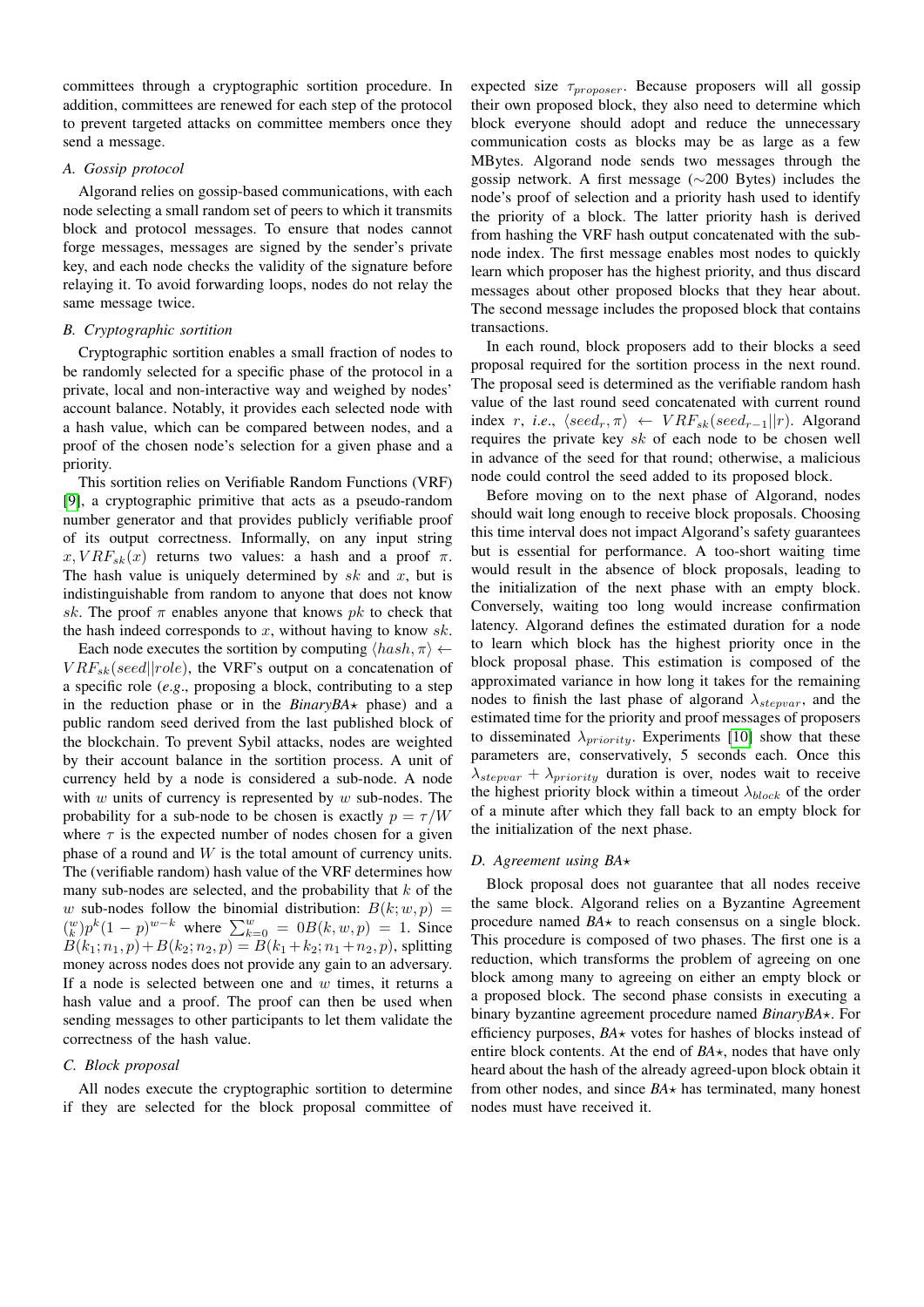committees through a cryptographic sortition procedure. In addition, committees are renewed for each step of the protocol to prevent targeted attacks on committee members once they send a message.

### A. Gossip protocol

Algorand relies on gossip-based communications, with each node selecting a small random set of peers to which it transmits block and protocol messages. To ensure that nodes cannot forge messages, messages are signed by the sender's private key, and each node checks the validity of the signature before relaying it. To avoid forwarding loops, nodes do not relay the same message twice.

### B. Cryptographic sortition

Cryptographic sortition enables a small fraction of nodes to be randomly selected for a specific phase of the protocol in a private, local and non-interactive way and weighed by nodes' account balance. Notably, it provides each selected node with a hash value, which can be compared between nodes, and a proof of the chosen node's selection for a given phase and a priority.

This sortition relies on Verifiable Random Functions (VRF) [9], a cryptographic primitive that acts as a pseudo-random number generator and that provides publicly verifiable proof of its output correctness. Informally, on any input string $x, VRF_{sk}(x)$ returns two values: a hash and a proof $\pi$. The hash value is uniquely determined by $sk$ and $x$, but is indistinguishable from random to anyone that does not know $sk$. The proof $\pi$ enables anyone that knows $pk$ to check that the hash indeed corresponds to $x$, without having to know $sk$.

Each node executes the sortition by computing $\langle hash, \pi \rangle \leftarrow VRF_{sk}(seed||role)$, the VRF's output on a concatenation of a specific role (*e.g.*, proposing a block, contributing to a step in the reduction phase or in the *BinaryBA⋆* phase) and a public random seed derived from the last published block of the blockchain. To prevent Sybil attacks, nodes are weighted by their account balance in the sortition process. A unit of currency held by a node is considered a sub-node. A node with $w$ units of currency is represented by $w$ sub-nodes. The probability for a sub-node to be chosen is exactly $p = \tau/W$ where $\tau$ is the expected number of nodes chosen for a given phase of a round and $W$ is the total amount of currency units. The (verifiable random) hash value of the VRF determines how many sub-nodes are selected, and the probability that $k$ of the $w$ sub-nodes follow the binomial distribution: $B(k; w, p) = \binom{w}{k} p^k (1-p)^{w-k}$ where $\sum_{k=0}^{w} = 0B(k, w, p) = 1$. Since $B(k_1; n_1, p) + B(k_2; n_2, p) = B(k_1 + k_2; n_1 + n_2, p)$, splitting money across nodes does not provide any gain to an adversary. If a node is selected between one and $w$ times, it returns a hash value and a proof. The proof can then be used when sending messages to other participants to let them validate the correctness of the hash value.

### C. Block proposal

All nodes execute the cryptographic sortition to determine if they are selected for the block proposal committee of expected size $\tau_{proposer}$. Because proposers will all gossip their own proposed block, they also need to determine which block everyone should adopt and reduce the unnecessary communication costs as blocks may be as large as a few MBytes. Algorand node sends two messages through the gossip network. A first message (∼200 Bytes) includes the node's proof of selection and a priority hash used to identify the priority of a block. The latter priority hash is derived from hashing the VRF hash output concatenated with the sub-node index. The first message enables most nodes to quickly learn which proposer has the highest priority, and thus discard messages about other proposed blocks that they hear about. The second message includes the proposed block that contains transactions.

In each round, block proposers add to their blocks a seed proposal required for the sortition process in the next round. The proposal seed is determined as the verifiable random hash value of the last round seed concatenated with current round index $r$, *i.e.*, $\langle seed_r, \pi \rangle \leftarrow VRF_{sk}(seed_{r-1}||r)$. Algorand requires the private key $sk$ of each node to be chosen well in advance of the seed for that round; otherwise, a malicious node could control the seed added to its proposed block.

Before moving on to the next phase of Algorand, nodes should wait long enough to receive block proposals. Choosing this time interval does not impact Algorand's safety guarantees but is essential for performance. A too-short waiting time would result in the absence of block proposals, leading to the initialization of the next phase with an empty block. Conversely, waiting too long would increase confirmation latency. Algorand defines the estimated duration for a node to learn which block has the highest priority once in the block proposal phase. This estimation is composed of the approximated variance in how long it takes for the remaining nodes to finish the last phase of algorand $\lambda_{stepvar}$, and the estimated time for the priority and proof messages of proposers to disseminated $\lambda_{priority}$. Experiments [10] show that these parameters are, conservatively, 5 seconds each. Once this $\lambda_{stepvar} + \lambda_{priority}$ duration is over, nodes wait to receive the highest priority block within a timeout $\lambda_{block}$ of the order of a minute after which they fall back to an empty block for the initialization of the next phase.

### D. Agreement using BA⋆

Block proposal does not guarantee that all nodes receive the same block. Algorand relies on a Byzantine Agreement procedure named *BA⋆* to reach consensus on a single block. This procedure is composed of two phases. The first one is a reduction, which transforms the problem of agreeing on one block among many to agreeing on either an empty block or a proposed block. The second phase consists in executing a binary byzantine agreement procedure named *BinaryBA⋆*. For efficiency purposes, *BA⋆* votes for hashes of blocks instead of entire block contents. At the end of *BA⋆*, nodes that have only heard about the hash of the already agreed-upon block obtain it from other nodes, and since *BA⋆* has terminated, many honest nodes must have received it.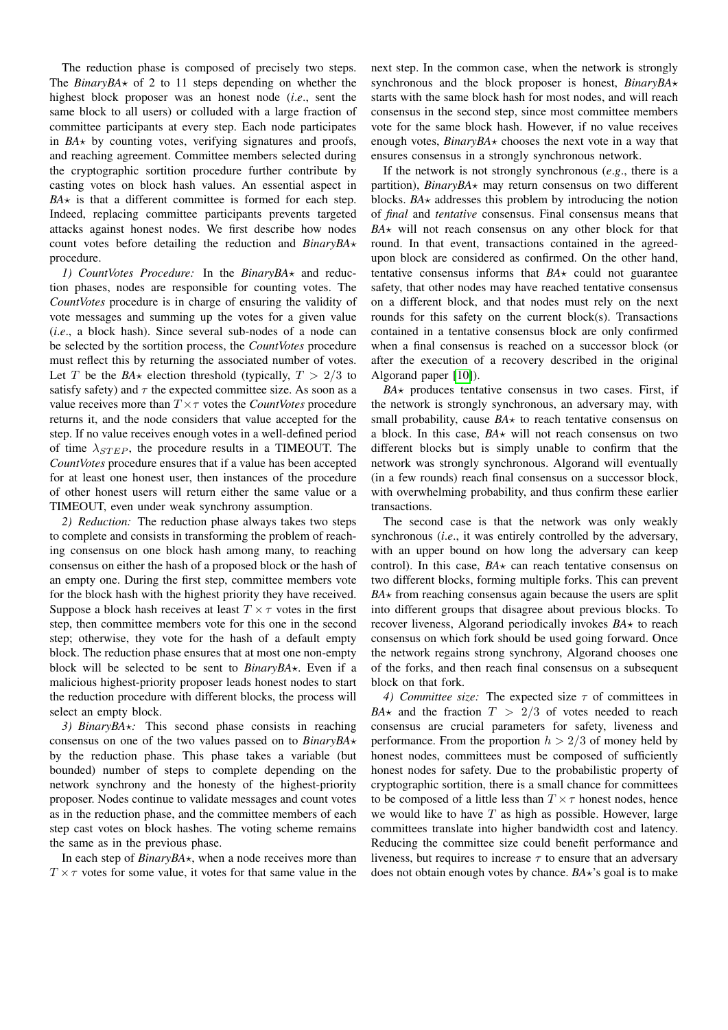The reduction phase is composed of precisely two steps. The *BinaryBA⋆* of 2 to 11 steps depending on whether the highest block proposer was an honest node (*i.e.*, sent the same block to all users) or colluded with a large fraction of committee participants at every step. Each node participates in *BA⋆* by counting votes, verifying signatures and proofs, and reaching agreement. Committee members selected during the cryptographic sortition procedure further contribute by casting votes on block hash values. An essential aspect in *BA⋆* is that a different committee is formed for each step. Indeed, replacing committee participants prevents targeted attacks against honest nodes. We first describe how nodes count votes before detailing the reduction and *BinaryBA⋆* procedure.

*1) CountVotes Procedure:* In the *BinaryBA⋆* and reduction phases, nodes are responsible for counting votes. The *CountVotes* procedure is in charge of ensuring the validity of vote messages and summing up the votes for a given value (*i.e.*, a block hash). Since several sub-nodes of a node can be selected by the sortition process, the *CountVotes* procedure must reflect this by returning the associated number of votes. Let $T$ be the *BA⋆* election threshold (typically, $T > 2/3$ to satisfy safety) and $\tau$ the expected committee size. As soon as a value receives more than $T \times \tau$ votes the *CountVotes* procedure returns it, and the node considers that value accepted for the step. If no value receives enough votes in a well-defined period of time $\lambda_{STEP}$, the procedure results in a TIMEOUT. The *CountVotes* procedure ensures that if a value has been accepted for at least one honest user, then instances of the procedure of other honest users will return either the same value or a TIMEOUT, even under weak synchrony assumption.

*2) Reduction:* The reduction phase always takes two steps to complete and consists in transforming the problem of reaching consensus on one block hash among many, to reaching consensus on either the hash of a proposed block or the hash of an empty one. During the first step, committee members vote for the block hash with the highest priority they have received. Suppose a block hash receives at least $T \times \tau$ votes in the first step, then committee members vote for this one in the second step; otherwise, they vote for the hash of a default empty block. The reduction phase ensures that at most one non-empty block will be selected to be sent to *BinaryBA⋆*. Even if a malicious highest-priority proposer leads honest nodes to start the reduction procedure with different blocks, the process will select an empty block.

*3) BinaryBA⋆:* This second phase consists in reaching consensus on one of the two values passed on to *BinaryBA⋆* by the reduction phase. This phase takes a variable (but bounded) number of steps to complete depending on the network synchrony and the honesty of the highest-priority proposer. Nodes continue to validate messages and count votes as in the reduction phase, and the committee members of each step cast votes on block hashes. The voting scheme remains the same as in the previous phase.

In each step of *BinaryBA⋆*, when a node receives more than $T \times \tau$ votes for some value, it votes for that same value in the next step. In the common case, when the network is strongly synchronous and the block proposer is honest, *BinaryBA⋆* starts with the same block hash for most nodes, and will reach consensus in the second step, since most committee members vote for the same block hash. However, if no value receives enough votes, *BinaryBA⋆* chooses the next vote in a way that ensures consensus in a strongly synchronous network.

If the network is not strongly synchronous (*e.g.*, there is a partition), *BinaryBA⋆* may return consensus on two different blocks. *BA⋆* addresses this problem by introducing the notion of *final* and *tentative* consensus. Final consensus means that *BA⋆* will not reach consensus on any other block for that round. In that event, transactions contained in the agreed-upon block are considered as confirmed. On the other hand, tentative consensus informs that *BA⋆* could not guarantee safety, that other nodes may have reached tentative consensus on a different block, and that nodes must rely on the next rounds for this safety on the current block(s). Transactions contained in a tentative consensus block are only confirmed when a final consensus is reached on a successor block (or after the execution of a recovery described in the original Algorand paper [10]).

*BA⋆* produces tentative consensus in two cases. First, if the network is strongly synchronous, an adversary may, with small probability, cause *BA⋆* to reach tentative consensus on a block. In this case, *BA⋆* will not reach consensus on two different blocks but is simply unable to confirm that the network was strongly synchronous. Algorand will eventually (in a few rounds) reach final consensus on a successor block, with overwhelming probability, and thus confirm these earlier transactions.

The second case is that the network was only weakly synchronous (*i.e.*, it was entirely controlled by the adversary, with an upper bound on how long the adversary can keep control). In this case, *BA⋆* can reach tentative consensus on two different blocks, forming multiple forks. This can prevent *BA⋆* from reaching consensus again because the users are split into different groups that disagree about previous blocks. To recover liveness, Algorand periodically invokes *BA⋆* to reach consensus on which fork should be used going forward. Once the network regains strong synchrony, Algorand chooses one of the forks, and then reach final consensus on a subsequent block on that fork.

*4) Committee size:* The expected size $\tau$ of committees in *BA⋆* and the fraction $T > 2/3$ of votes needed to reach consensus are crucial parameters for safety, liveness and performance. From the proportion $h > 2/3$ of money held by honest nodes, committees must be composed of sufficiently honest nodes for safety. Due to the probabilistic property of cryptographic sortition, there is a small chance for committees to be composed of a little less than $T \times \tau$ honest nodes, hence we would like to have $T$ as high as possible. However, large committees translate into higher bandwidth cost and latency. Reducing the committee size could benefit performance and liveness, but requires to increase $\tau$ to ensure that an adversary does not obtain enough votes by chance. *BA⋆*'s goal is to make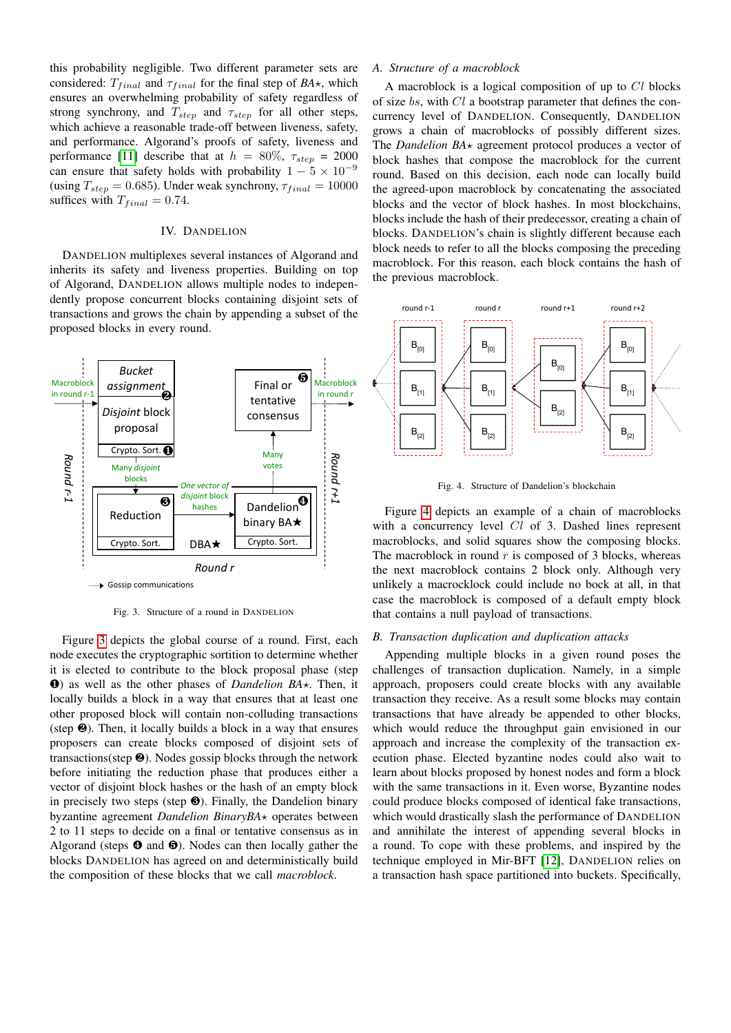this probability negligible. Two different parameter sets are considered: $T_{final}$ and $\tau_{final}$ for the final step of *BA⋆*, which ensures an overwhelming probability of safety regardless of strong synchrony, and $T_{step}$ and $\tau_{step}$ for all other steps, which achieve a reasonable trade-off between liveness, safety, and performance. Algorand's proofs of safety, liveness and performance [11] describe that at $h = 80\%$, $\tau_{step} = 2000$ can ensure that safety holds with probability $1 - 5 \times 10^{-9}$ (using $T_{step} = 0.685$). Under weak synchrony, $\tau_{final} = 10000$ suffices with $T_{final} = 0.74$.

## IV. DANDELION

DANDELION multiplexes several instances of Algorand and inherits its safety and liveness properties. Building on top of Algorand, DANDELION allows multiple nodes to independently propose concurrent blocks containing disjoint sets of transactions and grows the chain by appending a subset of the proposed blocks in every round.

Macroblock in round r-1
Bucket assignment ❷
Disjoint block proposal
Crypto. Sort. ❶
Many *disjoint* blocks
Reduction ❸
Crypto. Sort.
*One vector of disjoint block hashes*
DBA★
Dandelion binary BA★ ❹
Crypto. Sort.
Many votes
Final or tentative consensus ❺
Macroblock in round r
*Round r-1*
*Round r*
*Round r+1*
Gossip communications

Fig. 3. Structure of a round in DANDELION

Figure 3 depicts the global course of a round. First, each node executes the cryptographic sortition to determine whether it is elected to contribute to the block proposal phase (step ❶) as well as the other phases of *Dandelion BA⋆*. Then, it locally builds a block in a way that ensures that at least one other proposed block will contain non-colluding transactions (step ❷). Then, it locally builds a block in a way that ensures proposers can create blocks composed of disjoint sets of transactions(step ❷). Nodes gossip blocks through the network before initiating the reduction phase that produces either a vector of disjoint block hashes or the hash of an empty block in precisely two steps (step ❸). Finally, the Dandelion binary byzantine agreement *Dandelion BinaryBA⋆* operates between 2 to 11 steps to decide on a final or tentative consensus as in Algorand (steps ❹ and ❺). Nodes can then locally gather the blocks DANDELION has agreed on and deterministically build the composition of these blocks that we call *macroblock*.

### A. Structure of a macroblock

A macroblock is a logical composition of up to $Cl$ blocks of size $bs$, with $Cl$ a bootstrap parameter that defines the concurrency level of DANDELION. Consequently, DANDELION grows a chain of macroblocks of possibly different sizes. The *Dandelion BA⋆* agreement protocol produces a vector of block hashes that compose the macroblock for the current round. Based on this decision, each node can locally build the agreed-upon macroblock by concatenating the associated blocks and the vector of block hashes. In most blockchains, blocks include the hash of their predecessor, creating a chain of blocks. DANDELION's chain is slightly different because each block needs to refer to all the blocks composing the preceding macroblock. For this reason, each block contains the hash of the previous macroblock.

round r-1
round r
round r+1
round r+2
$B_{[0]}$
$B_{[1]}$
$B_{[2]}$

Fig. 4. Structure of Dandelion's blockchain

Figure 4 depicts an example of a chain of macroblocks with a concurrency level $Cl$ of 3. Dashed lines represent macroblocks, and solid squares show the composing blocks. The macroblock in round $r$ is composed of 3 blocks, whereas the next macroblock contains 2 block only. Although very unlikely a macrocklock could include no bock at all, in that case the macroblock is composed of a default empty block that contains a null payload of transactions.

### B. Transaction duplication and duplication attacks

Appending multiple blocks in a given round poses the challenges of transaction duplication. Namely, in a simple approach, proposers could create blocks with any available transaction they receive. As a result some blocks may contain transactions that have already be appended to other blocks, which would reduce the throughput gain envisioned in our approach and increase the complexity of the transaction execution phase. Elected byzantine nodes could also wait to learn about blocks proposed by honest nodes and form a block with the same transactions in it. Even worse, Byzantine nodes could produce blocks composed of identical fake transactions, which would drastically slash the performance of DANDELION and annihilate the interest of appending several blocks in a round. To cope with these problems, and inspired by the technique employed in Mir-BFT [12], DANDELION relies on a transaction hash space partitioned into buckets. Specifically,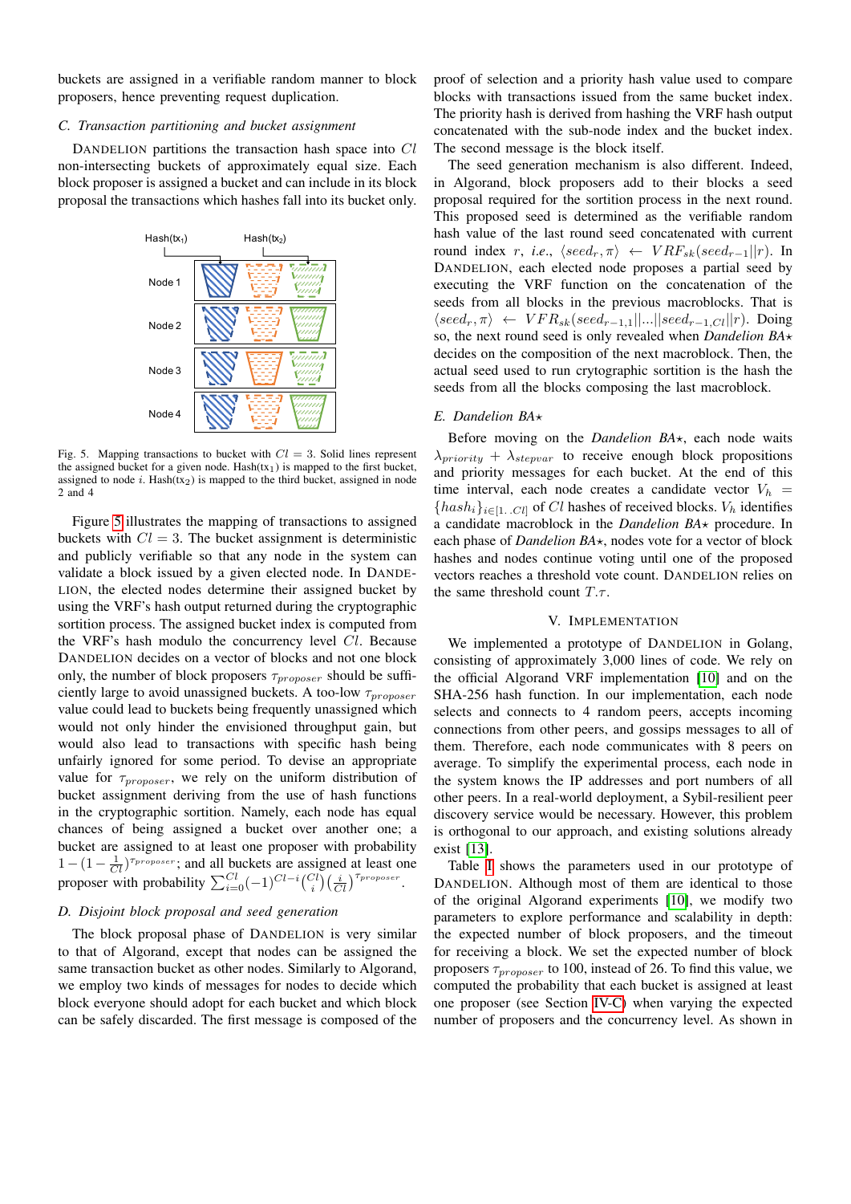buckets are assigned in a verifiable random manner to block proposers, hence preventing request duplication.

### C. Transaction partitioning and bucket assignment

DANDELION partitions the transaction hash space into $Cl$ non-intersecting buckets of approximately equal size. Each block proposer is assigned a bucket and can include in its block proposal the transactions which hashes fall into its bucket only.

Hash(tx$_1$)

Hash(tx$_2$)

Node 1

Node 2

Node 3

Node 4

Fig. 5. Mapping transactions to bucket with $Cl = 3$. Solid lines represent the assigned bucket for a given node. Hash(tx$_1$) is mapped to the first bucket, assigned to node $i$. Hash(tx$_2$) is mapped to the third bucket, assigned in node 2 and 4

Figure 5 illustrates the mapping of transactions to assigned buckets with $Cl = 3$. The bucket assignment is deterministic and publicly verifiable so that any node in the system can validate a block issued by a given elected node. In DANDELION, the elected nodes determine their assigned bucket by using the VRF's hash output returned during the cryptographic sortition process. The assigned bucket index is computed from the VRF's hash modulo the concurrency level $Cl$. Because DANDELION decides on a vector of blocks and not one block only, the number of block proposers $\tau_{proposer}$ should be sufficiently large to avoid unassigned buckets. A too-low $\tau_{proposer}$ value could lead to buckets being frequently unassigned which would not only hinder the envisioned throughput gain, but would also lead to transactions with specific hash being unfairly ignored for some period. To devise an appropriate value for $\tau_{proposer}$, we rely on the uniform distribution of bucket assignment deriving from the use of hash functions in the cryptographic sortition. Namely, each node has equal chances of being assigned a bucket over another one; a bucket are assigned to at least one proposer with probability $1-(1-\frac{1}{Cl})^{\tau_{proposer}}$; and all buckets are assigned at least one proposer with probability $\sum_{i=0}^{Cl}(-1)^{Cl-i}\binom{Cl}{i}\left(\frac{i}{Cl}\right)^{\tau_{proposer}}$.

### D. Disjoint block proposal and seed generation

The block proposal phase of DANDELION is very similar to that of Algorand, except that nodes can be assigned the same transaction bucket as other nodes. Similarly to Algorand, we employ two kinds of messages for nodes to decide which block everyone should adopt for each bucket and which block can be safely discarded. The first message is composed of the proof of selection and a priority hash value used to compare blocks with transactions issued from the same bucket index. The priority hash is derived from hashing the VRF hash output concatenated with the sub-node index and the bucket index. The second message is the block itself.

The seed generation mechanism is also different. Indeed, in Algorand, block proposers add to their blocks a seed proposal required for the sortition process in the next round. This proposed seed is determined as the verifiable random hash value of the last round seed concatenated with current round index $r$, *i.e.*, $\langle seed_r, \pi\rangle \leftarrow VRF_{sk}(seed_{r-1}||r)$. In DANDELION, each elected node proposes a partial seed by executing the VRF function on the concatenation of the seeds from all blocks in the previous macroblocks. That is $\langle seed_r, \pi\rangle \leftarrow VFR_{sk}(seed_{r-1,1}||...||seed_{r-1,Cl}||r)$. Doing so, the next round seed is only revealed when *Dandelion BA*$\star$ decides on the composition of the next macroblock. Then, the actual seed used to run crytographic sortition is the hash the seeds from all the blocks composing the last macroblock.

### E. Dandelion BA$\star$

Before moving on the *Dandelion BA*$\star$, each node waits $\lambda_{priority} + \lambda_{stepvar}$ to receive enough block propositions and priority messages for each bucket. At the end of this time interval, each node creates a candidate vector $V_h = \{hash_i\}_{i\in[1..Cl]}$ of $Cl$ hashes of received blocks. $V_h$ identifies a candidate macroblock in the *Dandelion BA*$\star$ procedure. In each phase of *Dandelion BA*$\star$, nodes vote for a vector of block hashes and nodes continue voting until one of the proposed vectors reaches a threshold vote count. DANDELION relies on the same threshold count $T.\tau$.

## V. IMPLEMENTATION

We implemented a prototype of DANDELION in Golang, consisting of approximately 3,000 lines of code. We rely on the official Algorand VRF implementation [10] and on the SHA-256 hash function. In our implementation, each node selects and connects to 4 random peers, accepts incoming connections from other peers, and gossips messages to all of them. Therefore, each node communicates with 8 peers on average. To simplify the experimental process, each node in the system knows the IP addresses and port numbers of all other peers. In a real-world deployment, a Sybil-resilient peer discovery service would be necessary. However, this problem is orthogonal to our approach, and existing solutions already exist [13].

Table I shows the parameters used in our prototype of DANDELION. Although most of them are identical to those of the original Algorand experiments [10], we modify two parameters to explore performance and scalability in depth: the expected number of block proposers, and the timeout for receiving a block. We set the expected number of block proposers $\tau_{proposer}$ to 100, instead of 26. To find this value, we computed the probability that each bucket is assigned at least one proposer (see Section IV-C) when varying the expected number of proposers and the concurrency level. As shown in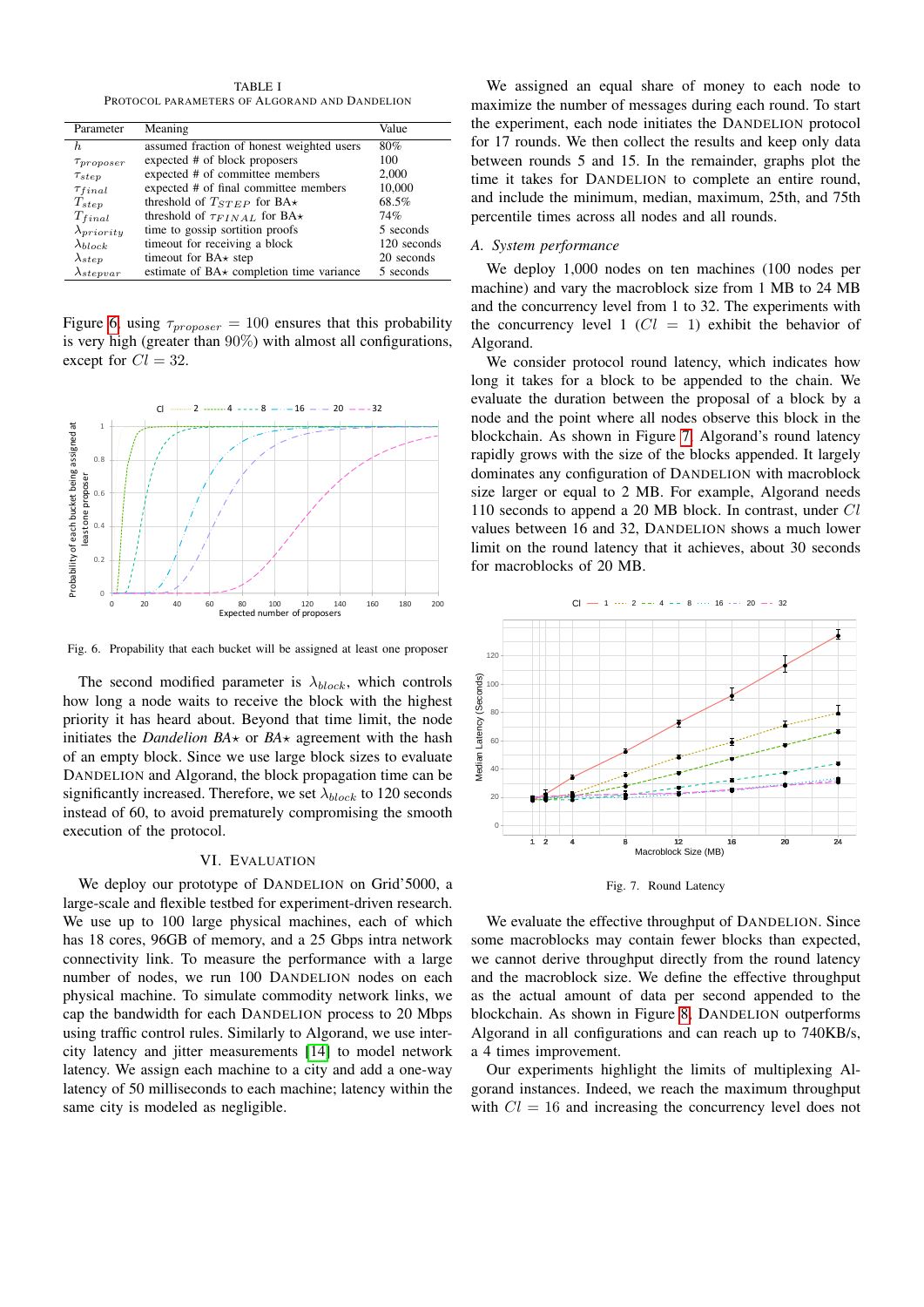TABLE I
PROTOCOL PARAMETERS OF ALGORAND AND DANDELION

| Parameter | Meaning | Value |
|---|---|---|
| $h$ | assumed fraction of honest weighted users | 80% |
| $\tau_{proposer}$ | expected # of block proposers | 100 |
| $\tau_{step}$ | expected # of committee members | 2,000 |
| $\tau_{final}$ | expected # of final committee members | 10,000 |
| $T_{step}$ | threshold of $T_{STEP}$ for BA⋆ | 68.5% |
| $T_{final}$ | threshold of $\tau_{FINAL}$ for BA⋆ | 74% |
| $\lambda_{priority}$ | time to gossip sortition proofs | 5 seconds |
| $\lambda_{block}$ | timeout for receiving a block | 120 seconds |
| $\lambda_{step}$ | timeout for BA⋆ step | 20 seconds |
| $\lambda_{stepvar}$ | estimate of BA⋆ completion time variance | 5 seconds |

Figure 6, using $\tau_{proposer} = 100$ ensures that this probability is very high (greater than 90%) with almost all configurations, except for $Cl = 32$.

Cl 2 4 8 16 20 32
Probability of each bucket being assigned at least one proposer
0 0.2 0.4 0.6 0.8 1
0 20 40 60 80 100 120 140 160 180 200
Expected number of proposers

Fig. 6. Probability that each bucket will be assigned at least one proposer

The second modified parameter is $\lambda_{block}$, which controls how long a node waits to receive the block with the highest priority it has heard about. Beyond that time limit, the node initiates the *Dandelion BA⋆* or *BA⋆* agreement with the hash of an empty block. Since we use large block sizes to evaluate DANDELION and Algorand, the block propagation time can be significantly increased. Therefore, we set $\lambda_{block}$ to 120 seconds instead of 60, to avoid prematurely compromising the smooth execution of the protocol.

## VI. EVALUATION

We deploy our prototype of DANDELION on Grid'5000, a large-scale and flexible testbed for experiment-driven research. We use up to 100 large physical machines, each of which has 18 cores, 96GB of memory, and a 25 Gbps intra network connectivity link. To measure the performance with a large number of nodes, we run 100 DANDELION nodes on each physical machine. To simulate commodity network links, we cap the bandwidth for each DANDELION process to 20 Mbps using traffic control rules. Similarly to Algorand, we use inter-city latency and jitter measurements [14] to model network latency. We assign each machine to a city and add a one-way latency of 50 milliseconds to each machine; latency within the same city is modeled as negligible.

We assigned an equal share of money to each node to maximize the number of messages during each round. To start the experiment, each node initiates the DANDELION protocol for 17 rounds. We then collect the results and keep only data between rounds 5 and 15. In the remainder, graphs plot the time it takes for DANDELION to complete an entire round, and include the minimum, median, maximum, 25th, and 75th percentile times across all nodes and all rounds.

### A. System performance

We deploy 1,000 nodes on ten machines (100 nodes per machine) and vary the macroblock size from 1 MB to 24 MB and the concurrency level from 1 to 32. The experiments with the concurrency level 1 ($Cl = 1$) exhibit the behavior of Algorand.

We consider protocol round latency, which indicates how long it takes for a block to be appended to the chain. We evaluate the duration between the proposal of a block by a node and the point where all nodes observe this block in the blockchain. As shown in Figure 7, Algorand's round latency rapidly grows with the size of the blocks appended. It largely dominates any configuration of DANDELION with macroblock size larger or equal to 2 MB. For example, Algorand needs 110 seconds to append a 20 MB block. In contrast, under $Cl$ values between 16 and 32, DANDELION shows a much lower limit on the round latency that it achieves, about 30 seconds for macroblocks of 20 MB.

Cl 1 2 4 8 16 20 32
Median Latency (Seconds)
0 20 40 60 80 100 120
1 2 4 8 12 16 20 24
Macroblock Size (MB)

Fig. 7. Round Latency

We evaluate the effective throughput of DANDELION. Since some macroblocks may contain fewer blocks than expected, we cannot derive throughput directly from the round latency and the macroblock size. We define the effective throughput as the actual amount of data per second appended to the blockchain. As shown in Figure 8, DANDELION outperforms Algorand in all configurations and can reach up to 740KB/s, a 4 times improvement.

Our experiments highlight the limits of multiplexing Algorand instances. Indeed, we reach the maximum throughput with $Cl = 16$ and increasing the concurrency level does not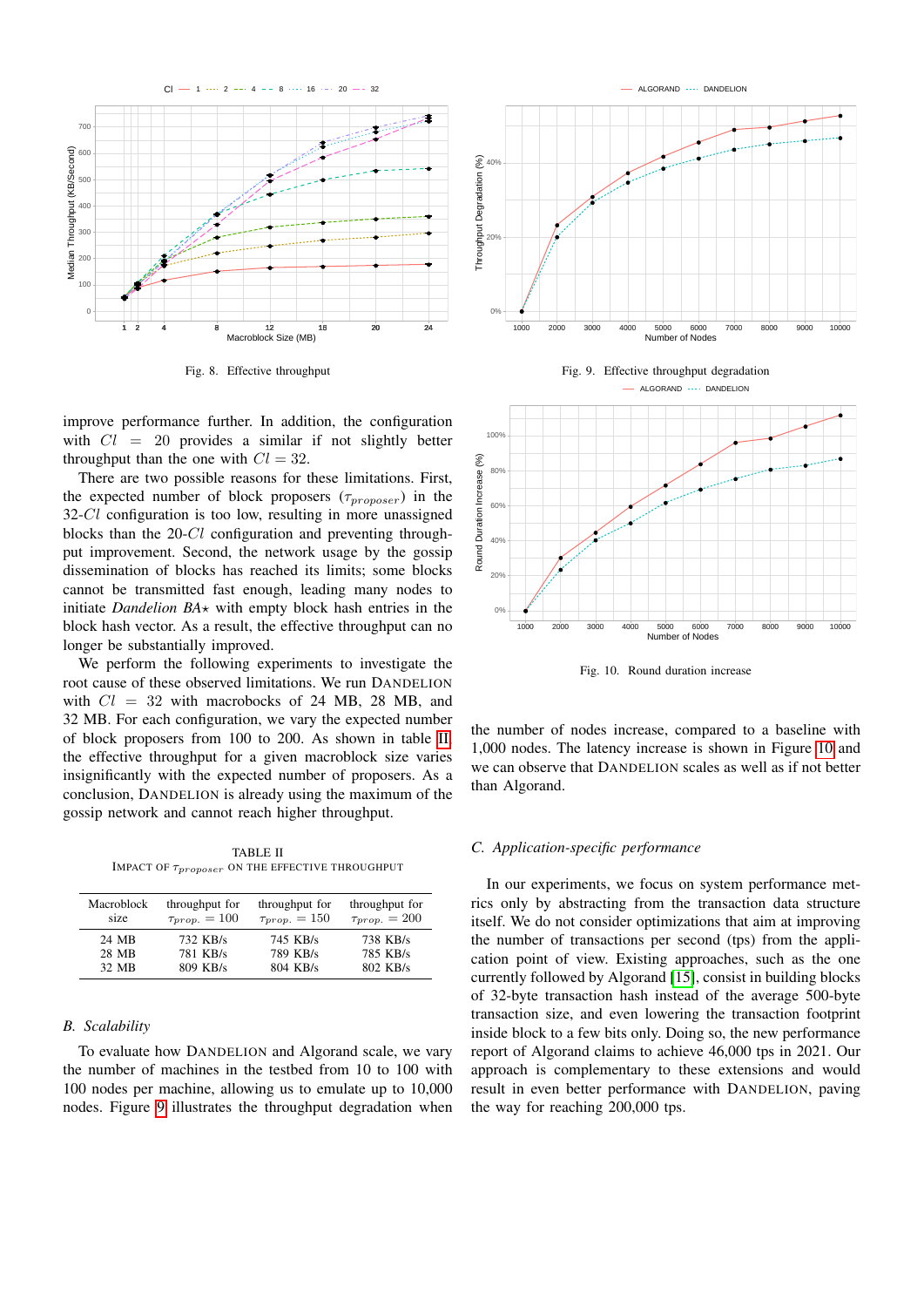Cl — 1 ···· 2 -·- 4 - - 8 ···· 16 -·- 20 -·- 32

Median Throughput (KB/Second)

700
600
500
400
300
200
100
0

1 2 4 8 12 16 20 24

Macroblock Size (MB)

Fig. 8. Effective throughput

ALGORAND ···· DANDELION

Throughput Degradation (%)

40%
20%
0%

1000 2000 3000 4000 5000 6000 7000 8000 9000 10000

Number of Nodes

Fig. 9. Effective throughput degradation

ALGORAND ···· DANDELION

Round Duration Increase (%)

100%
80%
60%
40%
20%
0%

1000 2000 3000 4000 5000 6000 7000 8000 9000 10000

Number of Nodes

Fig. 10. Round duration increase

improve performance further. In addition, the configuration with $Cl = 20$ provides a similar if not slightly better throughput than the one with $Cl = 32$.

There are two possible reasons for these limitations. First, the expected number of block proposers ($\tau_{proposer}$) in the 32-$Cl$ configuration is too low, resulting in more unassigned blocks than the 20-$Cl$ configuration and preventing throughput improvement. Second, the network usage by the gossip dissemination of blocks has reached its limits; some blocks cannot be transmitted fast enough, leading many nodes to initiate *Dandelion BA⋆* with empty block hash entries in the block hash vector. As a result, the effective throughput can no longer be substantially improved.

We perform the following experiments to investigate the root cause of these observed limitations. We run DANDELION with $Cl = 32$ with macrobocks of 24 MB, 28 MB, and 32 MB. For each configuration, we vary the expected number of block proposers from 100 to 200. As shown in table II, the effective throughput for a given macroblock size varies insignificantly with the expected number of proposers. As a conclusion, DANDELION is already using the maximum of the gossip network and cannot reach higher throughput.

TABLE II
IMPACT OF $\tau_{proposer}$ ON THE EFFECTIVE THROUGHPUT

| Macroblock size | throughput for $\tau_{prop.} = 100$ | throughput for $\tau_{prop.} = 150$ | throughput for $\tau_{prop.} = 200$ |
|---|---|---|---|
| 24 MB | 732 KB/s | 745 KB/s | 738 KB/s |
| 28 MB | 781 KB/s | 789 KB/s | 785 KB/s |
| 32 MB | 809 KB/s | 804 KB/s | 802 KB/s |

### B. Scalability

To evaluate how DANDELION and Algorand scale, we vary the number of machines in the testbed from 10 to 100 with 100 nodes per machine, allowing us to emulate up to 10,000 nodes. Figure 9 illustrates the throughput degradation when the number of nodes increase, compared to a baseline with 1,000 nodes. The latency increase is shown in Figure 10 and we can observe that DANDELION scales as well as if not better than Algorand.

### C. Application-specific performance

In our experiments, we focus on system performance metrics only by abstracting from the transaction data structure itself. We do not consider optimizations that aim at improving the number of transactions per second (tps) from the application point of view. Existing approaches, such as the one currently followed by Algorand [15], consist in building blocks of 32-byte transaction hash instead of the average 500-byte transaction size, and even lowering the transaction footprint inside block to a few bits only. Doing so, the new performance report of Algorand claims to achieve 46,000 tps in 2021. Our approach is complementary to these extensions and would result in even better performance with DANDELION, paving the way for reaching 200,000 tps.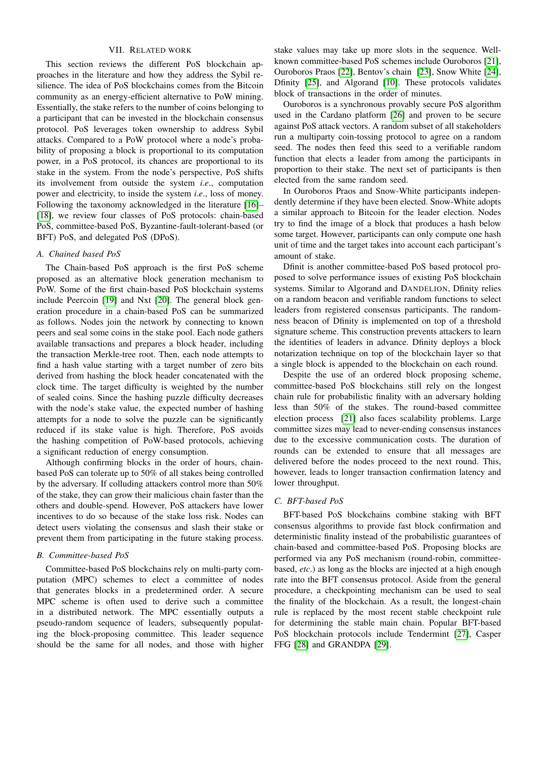## VII. Related work

This section reviews the different PoS blockchain approaches in the literature and how they address the Sybil resilience. The idea of PoS blockchains comes from the Bitcoin community as an energy-efficient alternative to PoW mining. Essentially, the stake refers to the number of coins belonging to a participant that can be invested in the blockchain consensus protocol. PoS leverages token ownership to address Sybil attacks. Compared to a PoW protocol where a node's probability of proposing a block is proportional to its computation power, in a PoS protocol, its chances are proportional to its stake in the system. From the node's perspective, PoS shifts its involvement from outside the system *i.e*., computation power and electricity, to inside the system *i.e*., loss of money. Following the taxonomy acknowledged in the literature [16]–[18], we review four classes of PoS protocols: chain-based PoS, committee-based PoS, Byzantine-fault-tolerant-based (or BFT) PoS, and delegated PoS (DPoS).

### A. Chained based PoS

The Chain-based PoS approach is the first PoS scheme proposed as an alternative block generation mechanism to PoW. Some of the first chain-based PoS blockchain systems include Peercoin [19] and Nxt [20]. The general block generation procedure in a chain-based PoS can be summarized as follows. Nodes join the network by connecting to known peers and seal some coins in the stake pool. Each node gathers available transactions and prepares a block header, including the transaction Merkle-tree root. Then, each node attempts to find a hash value starting with a target number of zero bits derived from hashing the block header concatenated with the clock time. The target difficulty is weighted by the number of sealed coins. Since the hashing puzzle difficulty decreases with the node's stake value, the expected number of hashing attempts for a node to solve the puzzle can be significantly reduced if its stake value is high. Therefore, PoS avoids the hashing competition of PoW-based protocols, achieving a significant reduction of energy consumption.

Although confirming blocks in the order of hours, chain-based PoS can tolerate up to 50% of all stakes being controlled by the adversary. If colluding attackers control more than 50% of the stake, they can grow their malicious chain faster than the others and double-spend. However, PoS attackers have lower incentives to do so because of the stake loss risk. Nodes can detect users violating the consensus and slash their stake or prevent them from participating in the future staking process.

### B. Committee-based PoS

Committee-based PoS blockchains rely on multi-party computation (MPC) schemes to elect a committee of nodes that generates blocks in a predetermined order. A secure MPC scheme is often used to derive such a committee in a distributed network. The MPC essentially outputs a pseudo-random sequence of leaders, subsequently populating the block-proposing committee. This leader sequence should be the same for all nodes, and those with higher stake values may take up more slots in the sequence. Well-known committee-based PoS schemes include Ouroboros [21], Ouroboros Praos [22], Bentov's chain [23], Snow White [24], Dfinity [25], and Algorand [10]. These protocols validates block of transactions in the order of minutes.

Ouroboros is a synchronous provably secure PoS algorithm used in the Cardano platform [26] and proven to be secure against PoS attack vectors. A random subset of all stakeholders run a multiparty coin-tossing protocol to agree on a random seed. The nodes then feed this seed to a verifiable random function that elects a leader from among the participants in proportion to their stake. The next set of participants is then elected from the same random seed.

In Ouroboros Praos and Snow-White participants independently determine if they have been elected. Snow-White adopts a similar approach to Bitcoin for the leader election. Nodes try to find the image of a block that produces a hash below some target. However, participants can only compute one hash unit of time and the target takes into account each participant's amount of stake.

Dfinit is another committee-based PoS based protocol proposed to solve performance issues of existing PoS blockchain systems. Similar to Algorand and DANDELION, Dfinity relies on a random beacon and verifiable random functions to select leaders from registered consensus participants. The randomness beacon of Dfinity is implemented on top of a threshold signature scheme. This construction prevents attackers to learn the identities of leaders in advance. Dfinity deploys a block notarization technique on top of the blockchain layer so that a single block is appended to the blockchain on each round.

Despite the use of an ordered block proposing scheme, committee-based PoS blockchains still rely on the longest chain rule for probabilistic finality with an adversary holding less than 50% of the stakes. The round-based committee election process [21] also faces scalability problems. Large committee sizes may lead to never-ending consensus instances due to the excessive communication costs. The duration of rounds can be extended to ensure that all messages are delivered before the nodes proceed to the next round. This, however, leads to longer transaction confirmation latency and lower throughput.

### C. BFT-based PoS

BFT-based PoS blockchains combine staking with BFT consensus algorithms to provide fast block confirmation and deterministic finality instead of the probabilistic guarantees of chain-based and committee-based PoS. Proposing blocks are performed via any PoS mechanism (round-robin, committee-based, *etc*.) as long as the blocks are injected at a high enough rate into the BFT consensus protocol. Aside from the general procedure, a checkpointing mechanism can be used to seal the finality of the blockchain. As a result, the longest-chain rule is replaced by the most recent stable checkpoint rule for determining the stable main chain. Popular BFT-based PoS blockchain protocols include Tendermint [27], Casper FFG [28] and GRANDPA [29].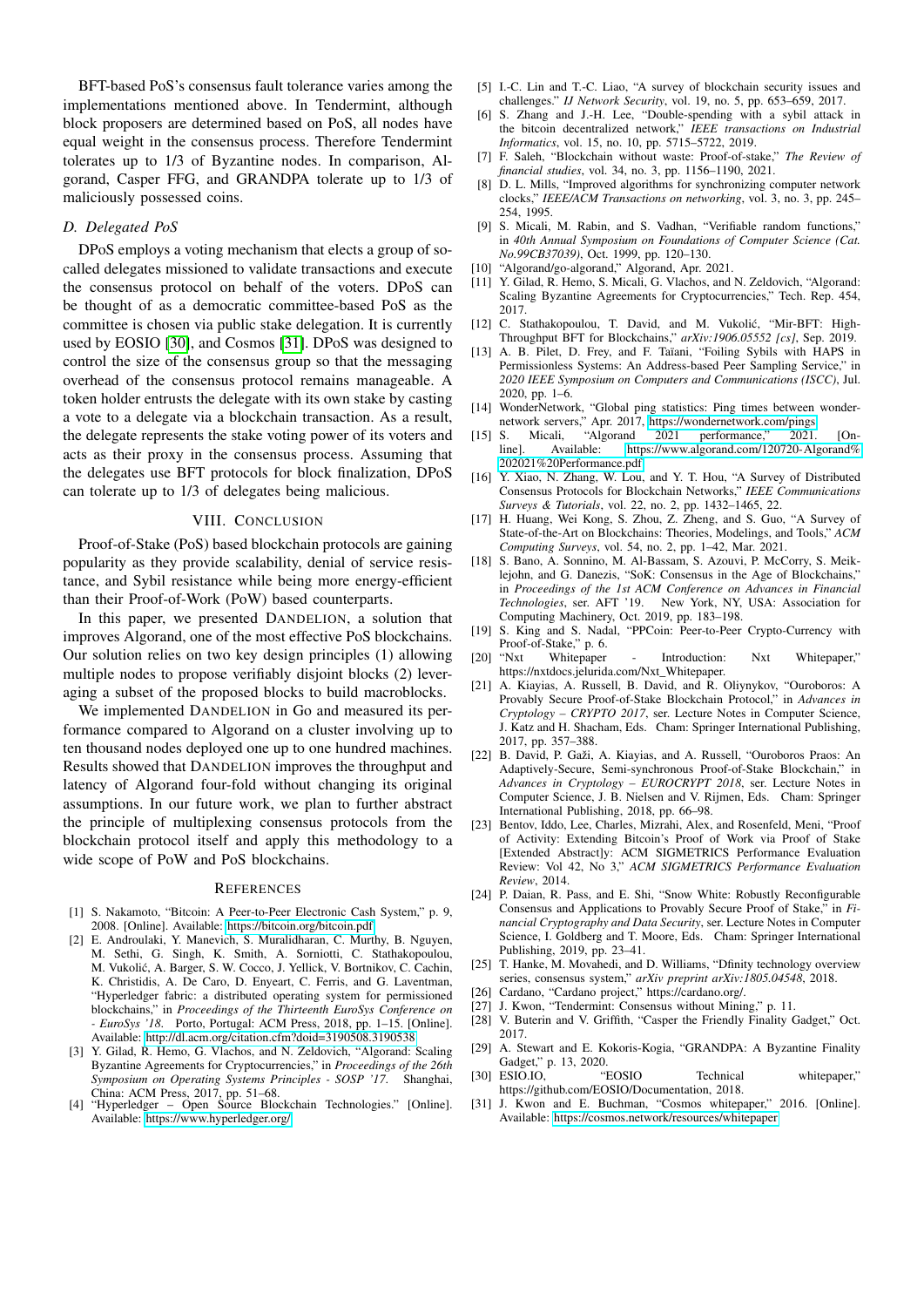BFT-based PoS's consensus fault tolerance varies among the implementations mentioned above. In Tendermint, although block proposers are determined based on PoS, all nodes have equal weight in the consensus process. Therefore Tendermint tolerates up to 1/3 of Byzantine nodes. In comparison, Algorand, Casper FFG, and GRANDPA tolerate up to 1/3 of maliciously possessed coins.

### D. Delegated PoS

DPoS employs a voting mechanism that elects a group of so-called delegates missioned to validate transactions and execute the consensus protocol on behalf of the voters. DPoS can be thought of as a democratic committee-based PoS as the committee is chosen via public stake delegation. It is currently used by EOSIO [30], and Cosmos [31]. DPoS was designed to control the size of the consensus group so that the messaging overhead of the consensus protocol remains manageable. A token holder entrusts the delegate with its own stake by casting a vote to a delegate via a blockchain transaction. As a result, the delegate represents the stake voting power of its voters and acts as their proxy in the consensus process. Assuming that the delegates use BFT protocols for block finalization, DPoS can tolerate up to 1/3 of delegates being malicious.

## VIII. Conclusion

Proof-of-Stake (PoS) based blockchain protocols are gaining popularity as they provide scalability, denial of service resistance, and Sybil resistance while being more energy-efficient than their Proof-of-Work (PoW) based counterparts.

In this paper, we presented DANDELION, a solution that improves Algorand, one of the most effective PoS blockchains. Our solution relies on two key design principles (1) allowing multiple nodes to propose verifiably disjoint blocks (2) leveraging a subset of the proposed blocks to build macroblocks.

We implemented DANDELION in Go and measured its performance compared to Algorand on a cluster involving up to ten thousand nodes deployed one up to one hundred machines. Results showed that DANDELION improves the throughput and latency of Algorand four-fold without changing its original assumptions. In our future work, we plan to further abstract the principle of multiplexing consensus protocols from the blockchain protocol itself and apply this methodology to a wide scope of PoW and PoS blockchains.

## References

[1] S. Nakamoto, "Bitcoin: A Peer-to-Peer Electronic Cash System," p. 9, 2008. [Online]. Available: https://bitcoin.org/bitcoin.pdf

[2] E. Androulaki, Y. Manevich, S. Muralidharan, C. Murthy, B. Nguyen, M. Sethi, G. Singh, K. Smith, A. Sorniotti, C. Stathakopoulou, M. Vukolić, A. Barger, S. W. Cocco, J. Yellick, V. Bortnikov, C. Cachin, K. Christidis, A. De Caro, D. Enyeart, C. Ferris, and G. Laventman, "Hyperledger fabric: a distributed operating system for permissioned blockchains," in *Proceedings of the Thirteenth EuroSys Conference on - EuroSys '18*. Porto, Portugal: ACM Press, 2018, pp. 1–15. [Online]. Available: http://dl.acm.org/citation.cfm?doid=3190508.3190538

[3] Y. Gilad, R. Hemo, G. Vlachos, and N. Zeldovich, "Algorand: Scaling Byzantine Agreements for Cryptocurrencies," in *Proceedings of the 26th Symposium on Operating Systems Principles - SOSP '17*. Shanghai, China: ACM Press, 2017, pp. 51–68.

[4] "Hyperledger – Open Source Blockchain Technologies." [Online]. Available: https://www.hyperledger.org/

[5] I.-C. Lin and T.-C. Liao, "A survey of blockchain security issues and challenges." *IJ Network Security*, vol. 19, no. 5, pp. 653–659, 2017.

[6] S. Zhang and J.-H. Lee, "Double-spending with a sybil attack in the bitcoin decentralized network," *IEEE transactions on Industrial Informatics*, vol. 15, no. 10, pp. 5715–5722, 2019.

[7] F. Saleh, "Blockchain without waste: Proof-of-stake," *The Review of financial studies*, vol. 34, no. 3, pp. 1156–1190, 2021.

[8] D. L. Mills, "Improved algorithms for synchronizing computer network clocks," *IEEE/ACM Transactions on networking*, vol. 3, no. 3, pp. 245–254, 1995.

[9] S. Micali, M. Rabin, and S. Vadhan, "Verifiable random functions," in *40th Annual Symposium on Foundations of Computer Science (Cat. No.99CB37039)*, Oct. 1999, pp. 120–130.

[10] "Algorand/go-algorand," Algorand, Apr. 2021.

[11] Y. Gilad, R. Hemo, S. Micali, G. Vlachos, and N. Zeldovich, "Algorand: Scaling Byzantine Agreements for Cryptocurrencies," Tech. Rep. 454, 2017.

[12] C. Stathakopoulou, T. David, and M. Vukolić, "Mir-BFT: High-Throughput BFT for Blockchains," *arXiv:1906.05552 [cs]*, Sep. 2019.

[13] A. B. Pilet, D. Frey, and F. Taïani, "Foiling Sybils with HAPS in Permissionless Systems: An Address-based Peer Sampling Service," in *2020 IEEE Symposium on Computers and Communications (ISCC)*, Jul. 2020, pp. 1–6.

[14] WonderNetwork, "Global ping statistics: Ping times between wondernetwork servers," Apr. 2017, https://wondernetwork.com/pings.

[15] S. Micali, "Algorand 2021 performance," 2021. [Online]. Available: https://www.algorand.com/120720-Algorand%202021%20Performance.pdf

[16] Y. Xiao, N. Zhang, W. Lou, and Y. T. Hou, "A Survey of Distributed Consensus Protocols for Blockchain Networks," *IEEE Communications Surveys & Tutorials*, vol. 22, no. 2, pp. 1432–1465, 22.

[17] H. Huang, Wei Kong, S. Zhou, Z. Zheng, and S. Guo, "A Survey of State-of-the-Art on Blockchains: Theories, Modelings, and Tools," *ACM Computing Surveys*, vol. 54, no. 2, pp. 1–42, Mar. 2021.

[18] S. Bano, A. Sonnino, M. Al-Bassam, S. Azouvi, P. McCorry, S. Meiklejohn, and G. Danezis, "SoK: Consensus in the Age of Blockchains," in *Proceedings of the 1st ACM Conference on Advances in Financial Technologies*, ser. AFT '19. New York, NY, USA: Association for Computing Machinery, Oct. 2019, pp. 183–198.

[19] S. King and S. Nadal, "PPCoin: Peer-to-Peer Crypto-Currency with Proof-of-Stake," p. 6.

[20] "Nxt Whitepaper - Introduction: Nxt Whitepaper," https://nxtdocs.jelurida.com/Nxt_Whitepaper.

[21] A. Kiayias, A. Russell, B. David, and R. Oliynykov, "Ouroboros: A Provably Secure Proof-of-Stake Blockchain Protocol," in *Advances in Cryptology – CRYPTO 2017*, ser. Lecture Notes in Computer Science, J. Katz and H. Shacham, Eds. Cham: Springer International Publishing, 2017, pp. 357–388.

[22] B. David, P. Gaži, A. Kiayias, and A. Russell, "Ouroboros Praos: An Adaptively-Secure, Semi-synchronous Proof-of-Stake Blockchain," in *Advances in Cryptology – EUROCRYPT 2018*, ser. Lecture Notes in Computer Science, J. B. Nielsen and V. Rijmen, Eds. Cham: Springer International Publishing, 2018, pp. 66–98.

[23] Bentov, Iddo, Lee, Charles, Mizrahi, Alex, and Rosenfeld, Meni, "Proof of Activity: Extending Bitcoin's Proof of Work via Proof of Stake [Extended Abstract]y: ACM SIGMETRICS Performance Evaluation Review: Vol 42, No 3," *ACM SIGMETRICS Performance Evaluation Review*, 2014.

[24] P. Daian, R. Pass, and E. Shi, "Snow White: Robustly Reconfigurable Consensus and Applications to Provably Secure Proof of Stake," in *Financial Cryptography and Data Security*, ser. Lecture Notes in Computer Science, I. Goldberg and T. Moore, Eds. Cham: Springer International Publishing, 2019, pp. 23–41.

[25] T. Hanke, M. Movahedi, and D. Williams, "Dfinity technology overview series, consensus system," *arXiv preprint arXiv:1805.04548*, 2018.

[26] Cardano, "Cardano project," https://cardano.org/.

[27] J. Kwon, "Tendermint: Consensus without Mining," p. 11.

[28] V. Buterin and V. Griffith, "Casper the Friendly Finality Gadget," Oct. 2017.

[29] A. Stewart and E. Kokoris-Kogia, "GRANDPA: A Byzantine Finality Gadget," p. 13, 2020.

[30] ESIO.IO, "EOSIO Technical whitepaper," https://github.com/EOSIO/Documentation, 2018.

[31] J. Kwon and E. Buchman, "Cosmos whitepaper," 2016. [Online]. Available: https://cosmos.network/resources/whitepaper